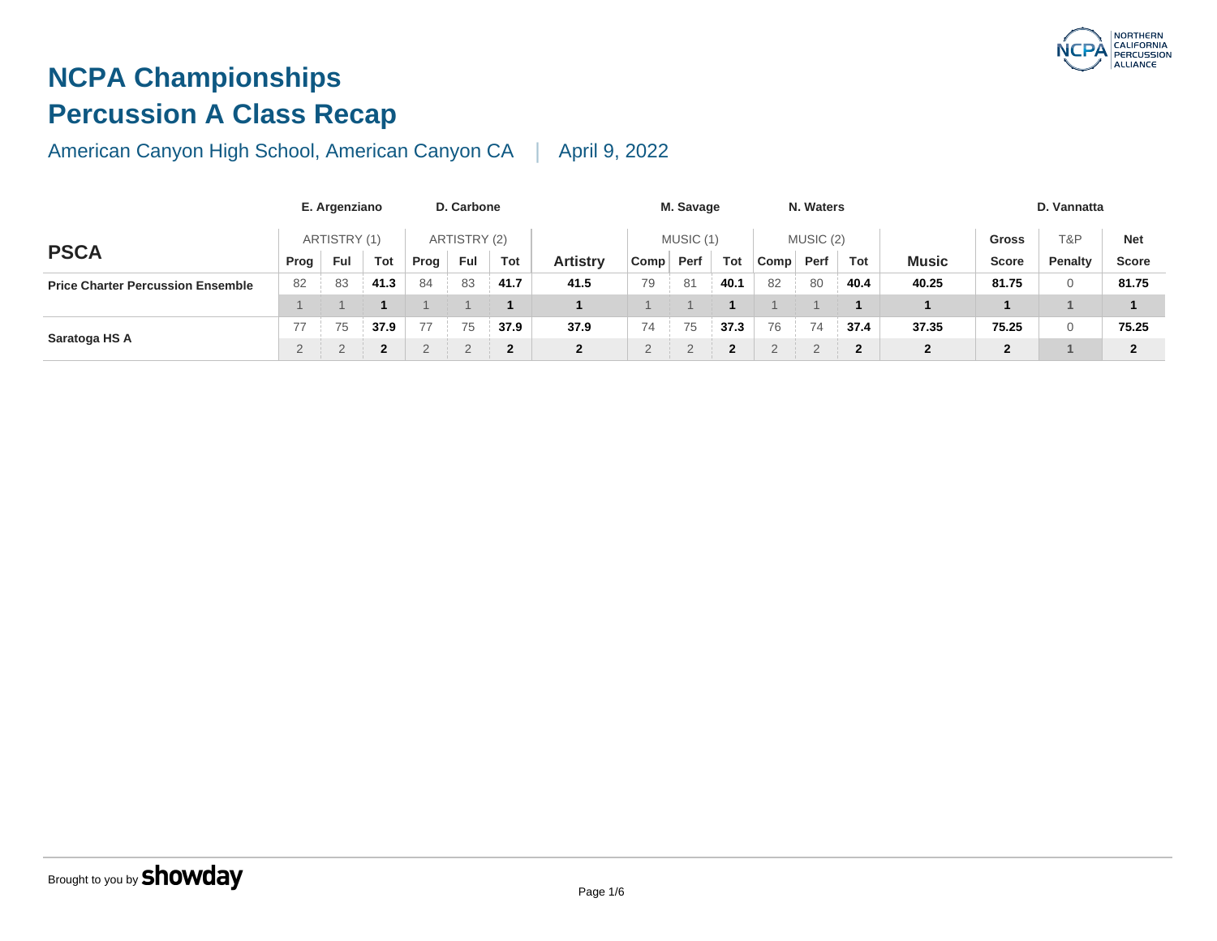# NCPA Championships
## Percussion A Class Recap

American Canyon High School, American Canyon CA | April 9, 2022

| | E. Argenziano | | | D. Carbone | | | | M. Savage | | | N. Waters | | | | | D. Vannatta | |
|---|---|---|---|---|---|---|---|---|---|---|---|---|---|---|---|---|---|
| **PSCA** | ARTISTRY (1) | | | ARTISTRY (2) | | | | MUSIC (1) | | | MUSIC (2) | | | | Gross | T&P | Net |
| | Prog | Ful | Tot | Prog | Ful | Tot | Artistry | Comp | Perf | Tot | Comp | Perf | Tot | Music | Score | Penalty | Score |
| **Price Charter Percussion Ensemble** | 82 | 83 | **41.3** | 84 | 83 | **41.7** | **41.5** | 79 | 81 | **40.1** | 82 | 80 | **40.4** | **40.25** | **81.75** | 0 | **81.75** |
| | 1 | 1 | **1** | 1 | 1 | **1** | **1** | 1 | 1 | **1** | 1 | 1 | **1** | **1** | **1** | 1 | **1** |
| **Saratoga HS A** | 77 | 75 | **37.9** | 77 | 75 | **37.9** | **37.9** | 74 | 75 | **37.3** | 76 | 74 | **37.4** | **37.35** | **75.25** | 0 | **75.25** |
| | 2 | 2 | **2** | 2 | 2 | **2** | **2** | 2 | 2 | **2** | 2 | 2 | **2** | **2** | **2** | 1 | **2** |

Brought to you by **showday**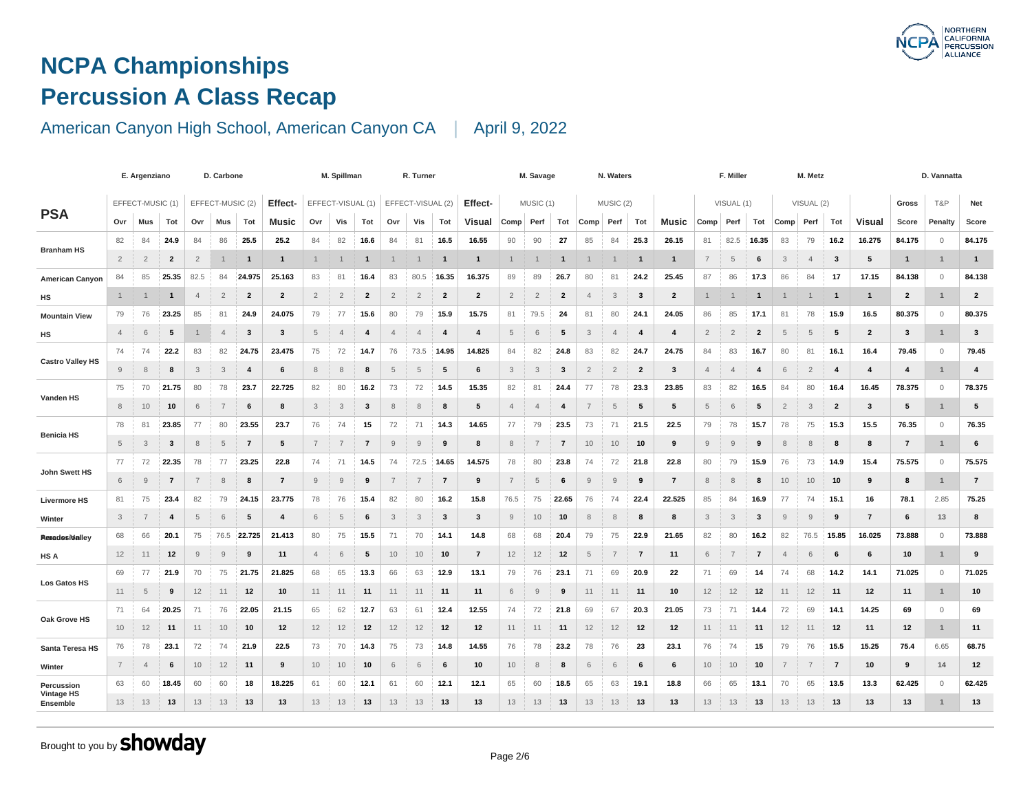# NCPA Championships

# Percussion A Class Recap

American Canyon High School, American Canyon CA | April 9, 2022

| PSA | E. Argenziano | | | D. Carbone | | | | M. Spillman | | | R. Turner | | | | M. Savage | | | N. Waters | | | | F. Miller | | | M. Metz | | | | D. Vannatta | | |
|---|---|---|---|---|---|---|---|---|---|---|---|---|---|---|---|---|---|---|---|---|---|---|---|---|---|---|---|---|---|---|---|
| | EFFECT-MUSIC (1) | | | EFFECT-MUSIC (2) | | | Effect-Music | EFFECT-VISUAL (1) | | | EFFECT-VISUAL (2) | | | Effect-Visual | MUSIC (1) | | | MUSIC (2) | | | Music | VISUAL (1) | | | VISUAL (2) | | | Visual | Gross Score | T&P Penalty | Net Score |
| | Ovr | Mus | Tot | Ovr | Mus | Tot | | Ovr | Vis | Tot | Ovr | Vis | Tot | | Comp | Perf | Tot | Comp | Perf | Tot | | Comp | Perf | Tot | Comp | Perf | Tot | | | | |
| Branham HS | 82 | 84 | 24.9 | 84 | 86 | 25.5 | 25.2 | 84 | 82 | 16.6 | 84 | 81 | 16.5 | 16.55 | 90 | 90 | 27 | 85 | 84 | 25.3 | 26.15 | 81 | 82.5 | 16.35 | 83 | 79 | 16.2 | 16.275 | 84.175 | 0 | 84.175 |
| | 2 | 2 | 2 | 2 | 1 | 1 | 1 | 1 | 1 | 1 | 1 | 1 | 1 | 1 | 1 | 1 | 1 | 1 | 1 | 1 | 1 | 7 | 5 | 6 | 3 | 4 | 3 | 5 | 1 | 1 | 1 |
| American Canyon HS | 84 | 85 | 25.35 | 82.5 | 84 | 24.975 | 25.163 | 83 | 81 | 16.4 | 83 | 80.5 | 16.35 | 16.375 | 89 | 89 | 26.7 | 80 | 81 | 24.2 | 25.45 | 87 | 86 | 17.3 | 86 | 84 | 17 | 17.15 | 84.138 | 0 | 84.138 |
| | 1 | 1 | 1 | 4 | 2 | 2 | 2 | 2 | 2 | 2 | 2 | 2 | 2 | 2 | 2 | 2 | 2 | 4 | 3 | 3 | 2 | 1 | 1 | 1 | 1 | 1 | 1 | 1 | 2 | 1 | 2 |
| Mountain View HS | 79 | 76 | 23.25 | 85 | 81 | 24.9 | 24.075 | 79 | 77 | 15.6 | 80 | 79 | 15.9 | 15.75 | 81 | 79.5 | 24 | 81 | 80 | 24.1 | 24.05 | 86 | 85 | 17.1 | 81 | 78 | 15.9 | 16.5 | 80.375 | 0 | 80.375 |
| | 4 | 6 | 5 | 1 | 4 | 3 | 3 | 5 | 4 | 4 | 4 | 4 | 4 | 4 | 5 | 6 | 5 | 3 | 4 | 4 | 4 | 2 | 2 | 2 | 5 | 5 | 5 | 2 | 3 | 1 | 3 |
| Castro Valley HS | 74 | 74 | 22.2 | 83 | 82 | 24.75 | 23.475 | 75 | 72 | 14.7 | 76 | 73.5 | 14.95 | 14.825 | 84 | 82 | 24.8 | 83 | 82 | 24.7 | 24.75 | 84 | 83 | 16.7 | 80 | 81 | 16.1 | 16.4 | 79.45 | 0 | 79.45 |
| | 9 | 8 | 8 | 3 | 3 | 4 | 6 | 8 | 8 | 8 | 5 | 5 | 5 | 6 | 3 | 3 | 3 | 2 | 2 | 2 | 3 | 4 | 4 | 4 | 6 | 2 | 4 | 4 | 4 | 1 | 4 |
| Vanden HS | 75 | 70 | 21.75 | 80 | 78 | 23.7 | 22.725 | 82 | 80 | 16.2 | 73 | 72 | 14.5 | 15.35 | 82 | 81 | 24.4 | 77 | 78 | 23.3 | 23.85 | 83 | 82 | 16.5 | 84 | 80 | 16.4 | 16.45 | 78.375 | 0 | 78.375 |
| | 8 | 10 | 10 | 6 | 7 | 6 | 8 | 3 | 3 | 3 | 8 | 8 | 8 | 5 | 4 | 4 | 4 | 7 | 5 | 5 | 5 | 5 | 6 | 5 | 2 | 3 | 2 | 3 | 5 | 1 | 5 |
| Benicia HS | 78 | 81 | 23.85 | 77 | 80 | 23.55 | 23.7 | 76 | 74 | 15 | 72 | 71 | 14.3 | 14.65 | 77 | 79 | 23.5 | 73 | 71 | 21.5 | 22.5 | 79 | 78 | 15.7 | 78 | 75 | 15.3 | 15.5 | 76.35 | 0 | 76.35 |
| | 5 | 3 | 3 | 8 | 5 | 7 | 5 | 7 | 7 | 7 | 9 | 9 | 9 | 8 | 8 | 7 | 7 | 10 | 10 | 10 | 9 | 9 | 9 | 9 | 8 | 8 | 8 | 8 | 7 | 1 | 6 |
| John Swett HS | 77 | 72 | 22.35 | 78 | 77 | 23.25 | 22.8 | 74 | 71 | 14.5 | 74 | 72.5 | 14.65 | 14.575 | 78 | 80 | 23.8 | 74 | 72 | 21.8 | 22.8 | 80 | 79 | 15.9 | 76 | 73 | 14.9 | 15.4 | 75.575 | 0 | 75.575 |
| | 6 | 9 | 7 | 7 | 8 | 8 | 7 | 9 | 9 | 9 | 7 | 7 | 7 | 9 | 7 | 5 | 6 | 9 | 9 | 9 | 7 | 8 | 8 | 8 | 10 | 10 | 10 | 9 | 8 | 1 | 7 |
| Livermore HS Winter | 81 | 75 | 23.4 | 82 | 79 | 24.15 | 23.775 | 78 | 76 | 15.4 | 82 | 80 | 16.2 | 15.8 | 76.5 | 75 | 22.65 | 76 | 74 | 22.4 | 22.525 | 85 | 84 | 16.9 | 77 | 74 | 15.1 | 16 | 78.1 | 2.85 | 75.25 |
| | 3 | 7 | 4 | 5 | 6 | 5 | 4 | 6 | 5 | 6 | 3 | 3 | 3 | 3 | 9 | 10 | 10 | 8 | 8 | 8 | 8 | 3 | 3 | 3 | 9 | 9 | 9 | 7 | 6 | 13 | 8 |
| Paradise Valley HS A | 68 | 66 | 20.1 | 75 | 76.5 | 22.725 | 21.413 | 80 | 75 | 15.5 | 71 | 70 | 14.1 | 14.8 | 68 | 68 | 20.4 | 79 | 75 | 22.9 | 21.65 | 82 | 80 | 16.2 | 82 | 76.5 | 15.85 | 16.025 | 73.888 | 0 | 73.888 |
| | 12 | 11 | 12 | 9 | 9 | 9 | 11 | 4 | 6 | 5 | 10 | 10 | 10 | 7 | 12 | 12 | 12 | 5 | 7 | 7 | 11 | 6 | 7 | 7 | 4 | 6 | 6 | 6 | 10 | 1 | 9 |
| Los Gatos HS | 69 | 77 | 21.9 | 70 | 75 | 21.75 | 21.825 | 68 | 65 | 13.3 | 66 | 63 | 12.9 | 13.1 | 79 | 76 | 23.1 | 71 | 69 | 20.9 | 22 | 71 | 69 | 14 | 74 | 68 | 14.2 | 14.1 | 71.025 | 0 | 71.025 |
| | 11 | 5 | 9 | 12 | 11 | 12 | 10 | 11 | 11 | 11 | 11 | 11 | 11 | 11 | 6 | 9 | 9 | 11 | 11 | 11 | 10 | 12 | 12 | 12 | 11 | 12 | 11 | 12 | 11 | 1 | 10 |
| Oak Grove HS | 71 | 64 | 20.25 | 71 | 76 | 22.05 | 21.15 | 65 | 62 | 12.7 | 63 | 61 | 12.4 | 12.55 | 74 | 72 | 21.8 | 69 | 67 | 20.3 | 21.05 | 73 | 71 | 14.4 | 72 | 69 | 14.1 | 14.25 | 69 | 0 | 69 |
| | 10 | 12 | 11 | 11 | 10 | 10 | 12 | 12 | 12 | 12 | 12 | 12 | 12 | 12 | 11 | 11 | 11 | 12 | 12 | 12 | 12 | 11 | 11 | 11 | 12 | 11 | 12 | 11 | 12 | 1 | 11 |
| Santa Teresa HS Winter | 76 | 78 | 23.1 | 72 | 74 | 21.9 | 22.5 | 73 | 70 | 14.3 | 75 | 73 | 14.8 | 14.55 | 76 | 78 | 23.2 | 78 | 76 | 23 | 23.1 | 76 | 74 | 15 | 79 | 76 | 15.5 | 15.25 | 75.4 | 6.65 | 68.75 |
| | 7 | 4 | 6 | 10 | 12 | 11 | 9 | 10 | 10 | 10 | 6 | 6 | 6 | 10 | 10 | 8 | 8 | 6 | 6 | 6 | 6 | 10 | 10 | 10 | 7 | 7 | 7 | 10 | 9 | 14 | 12 |
| Percussion Vintage HS Ensemble | 63 | 60 | 18.45 | 60 | 60 | 18 | 18.225 | 61 | 60 | 12.1 | 61 | 60 | 12.1 | 12.1 | 65 | 60 | 18.5 | 65 | 63 | 19.1 | 18.8 | 66 | 65 | 13.1 | 70 | 65 | 13.5 | 13.3 | 62.425 | 0 | 62.425 |
| | 13 | 13 | 13 | 13 | 13 | 13 | 13 | 13 | 13 | 13 | 13 | 13 | 13 | 13 | 13 | 13 | 13 | 13 | 13 | 13 | 13 | 13 | 13 | 13 | 13 | 13 | 13 | 13 | 13 | 1 | 13 |

Brought to you by **showday**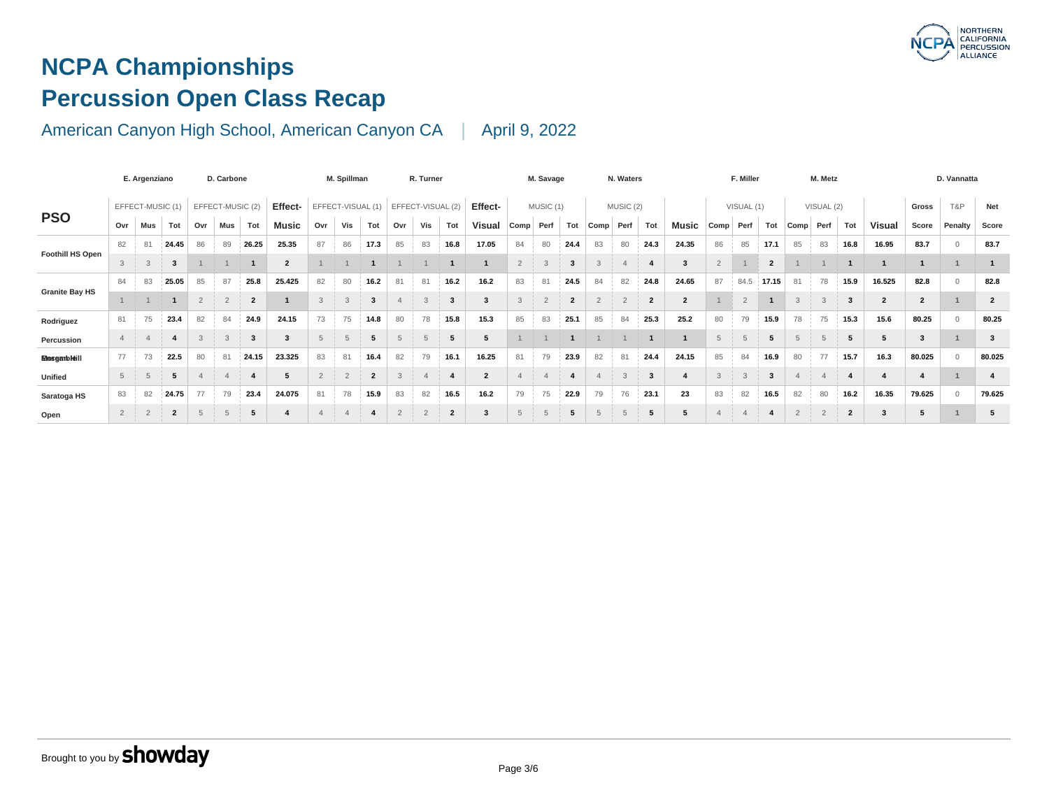# NCPA Championships

# Percussion Open Class Recap

American Canyon High School, American Canyon CA | April 9, 2022

| PSO | E. Argenziano | | | D. Carbone | | | | M. Spillman | | | R. Turner | | | | M. Savage | | | N. Waters | | | | F. Miller | | | M. Metz | | | | | D. Vannatta | |
|---|---|---|---|---|---|---|---|---|---|---|---|---|---|---|---|---|---|---|---|---|---|---|---|---|---|---|---|---|---|---|---|
| | EFFECT-MUSIC (1) | | | EFFECT-MUSIC (2) | | | Effect- | EFFECT-VISUAL (1) | | | EFFECT-VISUAL (2) | | | Effect- | MUSIC (1) | | | MUSIC (2) | | | | VISUAL (1) | | | VISUAL (2) | | | | Gross | T&P | Net |
| | Ovr | Mus | Tot | Ovr | Mus | Tot | Music | Ovr | Vis | Tot | Ovr | Vis | Tot | Visual | Comp | Perf | Tot | Comp | Perf | Tot | Music | Comp | Perf | Tot | Comp | Perf | Tot | Visual | Score | Penalty | Score |
| Foothill HS Open | 82 | 81 | 24.45 | 86 | 89 | 26.25 | 25.35 | 87 | 86 | 17.3 | 85 | 83 | 16.8 | 17.05 | 84 | 80 | 24.4 | 83 | 80 | 24.3 | 24.35 | 86 | 85 | 17.1 | 85 | 83 | 16.8 | 16.95 | 83.7 | 0 | 83.7 |
| | 3 | 3 | 3 | 1 | 1 | 1 | 2 | 1 | 1 | 1 | 1 | 1 | 1 | 1 | 2 | 3 | 3 | 3 | 4 | 4 | 3 | 2 | 1 | 2 | 1 | 1 | 1 | 1 | 1 | 1 | 1 |
| Granite Bay HS | 84 | 83 | 25.05 | 85 | 87 | 25.8 | 25.425 | 82 | 80 | 16.2 | 81 | 81 | 16.2 | 16.2 | 83 | 81 | 24.5 | 84 | 82 | 24.8 | 24.65 | 87 | 84.5 | 17.15 | 81 | 78 | 15.9 | 16.525 | 82.8 | 0 | 82.8 |
| | 1 | 1 | 1 | 2 | 2 | 2 | 1 | 3 | 3 | 3 | 4 | 3 | 3 | 3 | 3 | 2 | 2 | 2 | 2 | 2 | 2 | 1 | 2 | 1 | 3 | 3 | 3 | 2 | 2 | 1 | 2 |
| Rodriguez | 81 | 75 | 23.4 | 82 | 84 | 24.9 | 24.15 | 73 | 75 | 14.8 | 80 | 78 | 15.8 | 15.3 | 85 | 83 | 25.1 | 85 | 84 | 25.3 | 25.2 | 80 | 79 | 15.9 | 78 | 75 | 15.3 | 15.6 | 80.25 | 0 | 80.25 |
| Percussion | 4 | 4 | 4 | 3 | 3 | 3 | 3 | 5 | 5 | 5 | 5 | 5 | 5 | 5 | 1 | 1 | 1 | 1 | 1 | 1 | 1 | 5 | 5 | 5 | 5 | 5 | 5 | 5 | 3 | 1 | 3 |
| Morgan Hill | 77 | 73 | 22.5 | 80 | 81 | 24.15 | 23.325 | 83 | 81 | 16.4 | 82 | 79 | 16.1 | 16.25 | 81 | 79 | 23.9 | 82 | 81 | 24.4 | 24.15 | 85 | 84 | 16.9 | 80 | 77 | 15.7 | 16.3 | 80.025 | 0 | 80.025 |
| Unified | 5 | 5 | 5 | 4 | 4 | 4 | 5 | 2 | 2 | 2 | 3 | 4 | 4 | 2 | 4 | 4 | 4 | 4 | 3 | 3 | 4 | 3 | 3 | 3 | 4 | 4 | 4 | 4 | 4 | 1 | 4 |
| Saratoga HS | 83 | 82 | 24.75 | 77 | 79 | 23.4 | 24.075 | 81 | 78 | 15.9 | 83 | 82 | 16.5 | 16.2 | 79 | 75 | 22.9 | 79 | 76 | 23.1 | 23 | 83 | 82 | 16.5 | 82 | 80 | 16.2 | 16.35 | 79.625 | 0 | 79.625 |
| Open | 2 | 2 | 2 | 5 | 5 | 5 | 4 | 4 | 4 | 4 | 2 | 2 | 2 | 3 | 5 | 5 | 5 | 5 | 5 | 5 | 5 | 4 | 4 | 4 | 2 | 2 | 2 | 3 | 5 | 1 | 5 |

Brought to you by **showday**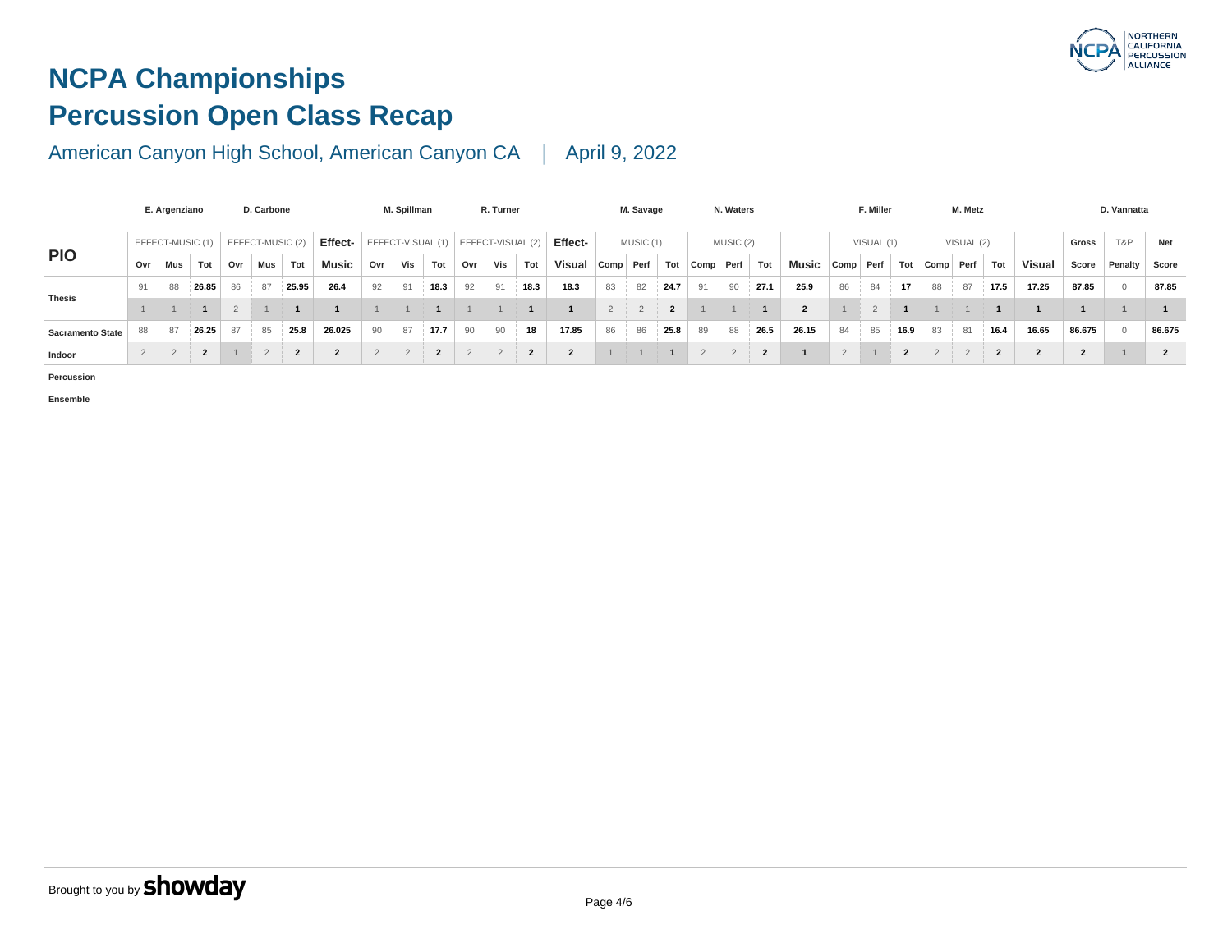# NCPA Championships

# Percussion Open Class Recap

American Canyon High School, American Canyon CA | April 9, 2022

| PIO | E. Argenziano | | | D. Carbone | | | | M. Spillman | | | R. Turner | | | | M. Savage | | | N. Waters | | | | F. Miller | | | M. Metz | | | | D. Vannatta | | |
|---|---|---|---|---|---|---|---|---|---|---|---|---|---|---|---|---|---|---|---|---|---|---|---|---|---|---|---|---|---|---|---|
| | EFFECT-MUSIC (1) | | | EFFECT-MUSIC (2) | | | Effect- | EFFECT-VISUAL (1) | | | EFFECT-VISUAL (2) | | | Effect- | MUSIC (1) | | | MUSIC (2) | | | | VISUAL (1) | | | VISUAL (2) | | | | Gross | T&P | Net |
| | Ovr | Mus | Tot | Ovr | Mus | Tot | Music | Ovr | Vis | Tot | Ovr | Vis | Tot | Visual | Comp | Perf | Tot | Comp | Perf | Tot | Music | Comp | Perf | Tot | Comp | Perf | Tot | Visual | Score | Penalty | Score |
| Thesis | 91 | 88 | **26.85** | 86 | 87 | **25.95** | **26.4** | 92 | 91 | **18.3** | 92 | 91 | **18.3** | **18.3** | 83 | 82 | **24.7** | 91 | 90 | **27.1** | **25.9** | 86 | 84 | **17** | 88 | 87 | **17.5** | **17.25** | **87.85** | 0 | **87.85** |
| | 1 | 1 | **1** | 2 | 1 | **1** | **1** | 1 | 1 | **1** | 1 | 1 | **1** | **1** | 2 | 2 | **2** | 1 | 1 | **1** | **2** | 1 | 2 | **1** | 1 | 1 | **1** | **1** | **1** | 1 | **1** |
| Sacramento State Indoor Percussion Ensemble | 88 | 87 | **26.25** | 87 | 85 | **25.8** | **26.025** | 90 | 87 | **17.7** | 90 | 90 | **18** | **17.85** | 86 | 86 | **25.8** | 89 | 88 | **26.5** | **26.15** | 84 | 85 | **16.9** | 83 | 81 | **16.4** | **16.65** | **86.675** | 0 | **86.675** |
| | 2 | 2 | **2** | 1 | 2 | **2** | **2** | 2 | 2 | **2** | 2 | 2 | **2** | **2** | 1 | 1 | **1** | 2 | 2 | **2** | **1** | 2 | 1 | **2** | 2 | 2 | **2** | **2** | **2** | 1 | **2** |

Brought to you by **showday**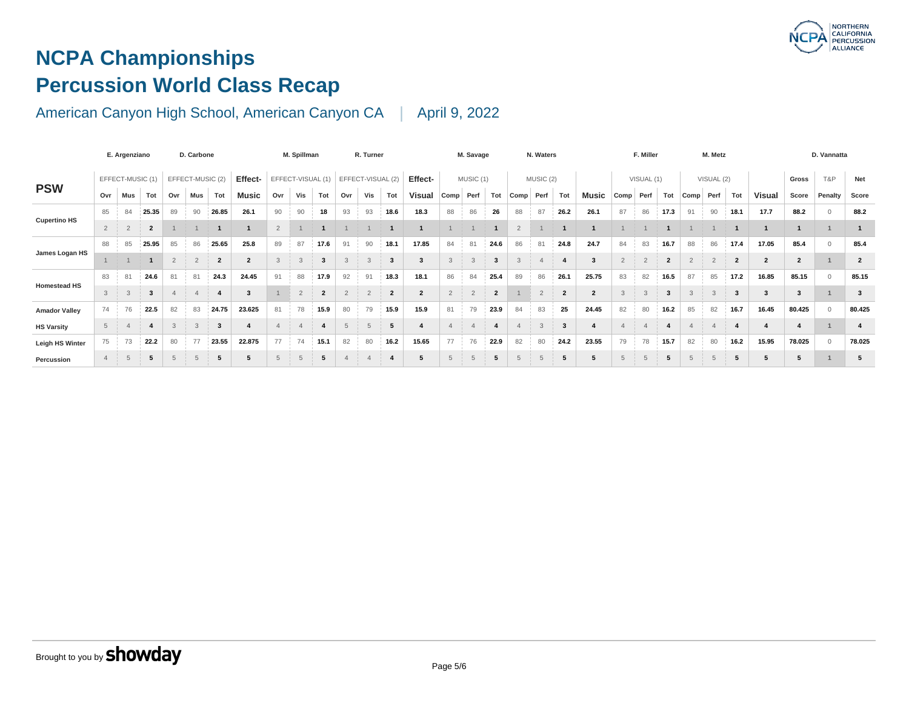# NCPA Championships

# Percussion World Class Recap

American Canyon High School, American Canyon CA | April 9, 2022

| PSW | E. Argenziano | | | D. Carbone | | | | M. Spillman | | | R. Turner | | | | M. Savage | | | N. Waters | | | | F. Miller | | | M. Metz | | | | | D. Vannatta | |
|---|---|---|---|---|---|---|---|---|---|---|---|---|---|---|---|---|---|---|---|---|---|---|---|---|---|---|---|---|---|---|---|
| | EFFECT-MUSIC (1) | | | EFFECT-MUSIC (2) | | | Effect- | EFFECT-VISUAL (1) | | | EFFECT-VISUAL (2) | | | Effect- | MUSIC (1) | | | MUSIC (2) | | | | VISUAL (1) | | | VISUAL (2) | | | | Gross | T&P | Net |
| | Ovr | Mus | Tot | Ovr | Mus | Tot | Music | Ovr | Vis | Tot | Ovr | Vis | Tot | Visual | Comp | Perf | Tot | Comp | Perf | Tot | Music | Comp | Perf | Tot | Comp | Perf | Tot | Visual | Score | Penalty | Score |
| Cupertino HS | 85 | 84 | 25.35 | 89 | 90 | 26.85 | 26.1 | 90 | 90 | 18 | 93 | 93 | 18.6 | 18.3 | 88 | 86 | 26 | 88 | 87 | 26.2 | 26.1 | 87 | 86 | 17.3 | 91 | 90 | 18.1 | 17.7 | 88.2 | 0 | 88.2 |
| | 2 | 2 | 2 | 1 | 1 | 1 | 1 | 2 | 1 | 1 | 1 | 1 | 1 | 1 | 1 | 1 | 1 | 2 | 1 | 1 | 1 | 1 | 1 | 1 | 1 | 1 | 1 | 1 | 1 | 1 | 1 |
| James Logan HS | 88 | 85 | 25.95 | 85 | 86 | 25.65 | 25.8 | 89 | 87 | 17.6 | 91 | 90 | 18.1 | 17.85 | 84 | 81 | 24.6 | 86 | 81 | 24.8 | 24.7 | 84 | 83 | 16.7 | 88 | 86 | 17.4 | 17.05 | 85.4 | 0 | 85.4 |
| | 1 | 1 | 1 | 2 | 2 | 2 | 2 | 3 | 3 | 3 | 3 | 3 | 3 | 3 | 3 | 3 | 3 | 3 | 4 | 4 | 3 | 2 | 2 | 2 | 2 | 2 | 2 | 2 | 2 | 1 | 2 |
| Homestead HS | 83 | 81 | 24.6 | 81 | 81 | 24.3 | 24.45 | 91 | 88 | 17.9 | 92 | 91 | 18.3 | 18.1 | 86 | 84 | 25.4 | 89 | 86 | 26.1 | 25.75 | 83 | 82 | 16.5 | 87 | 85 | 17.2 | 16.85 | 85.15 | 0 | 85.15 |
| | 3 | 3 | 3 | 4 | 4 | 4 | 3 | 1 | 2 | 2 | 2 | 2 | 2 | 2 | 2 | 2 | 2 | 1 | 2 | 2 | 2 | 3 | 3 | 3 | 3 | 3 | 3 | 3 | 3 | 1 | 3 |
| Amador Valley HS Varsity | 74 | 76 | 22.5 | 82 | 83 | 24.75 | 23.625 | 81 | 78 | 15.9 | 80 | 79 | 15.9 | 15.9 | 81 | 79 | 23.9 | 84 | 83 | 25 | 24.45 | 82 | 80 | 16.2 | 85 | 82 | 16.7 | 16.45 | 80.425 | 0 | 80.425 |
| | 5 | 4 | 4 | 3 | 3 | 3 | 4 | 4 | 4 | 4 | 5 | 5 | 5 | 4 | 4 | 4 | 4 | 4 | 3 | 3 | 4 | 4 | 4 | 4 | 4 | 4 | 4 | 4 | 4 | 1 | 4 |
| Leigh HS Winter Percussion | 75 | 73 | 22.2 | 80 | 77 | 23.55 | 22.875 | 77 | 74 | 15.1 | 82 | 80 | 16.2 | 15.65 | 77 | 76 | 22.9 | 82 | 80 | 24.2 | 23.55 | 79 | 78 | 15.7 | 82 | 80 | 16.2 | 15.95 | 78.025 | 0 | 78.025 |
| | 4 | 5 | 5 | 5 | 5 | 5 | 5 | 5 | 5 | 5 | 4 | 4 | 4 | 5 | 5 | 5 | 5 | 5 | 5 | 5 | 5 | 5 | 5 | 5 | 5 | 5 | 5 | 5 | 5 | 1 | 5 |

Brought to you by **showday**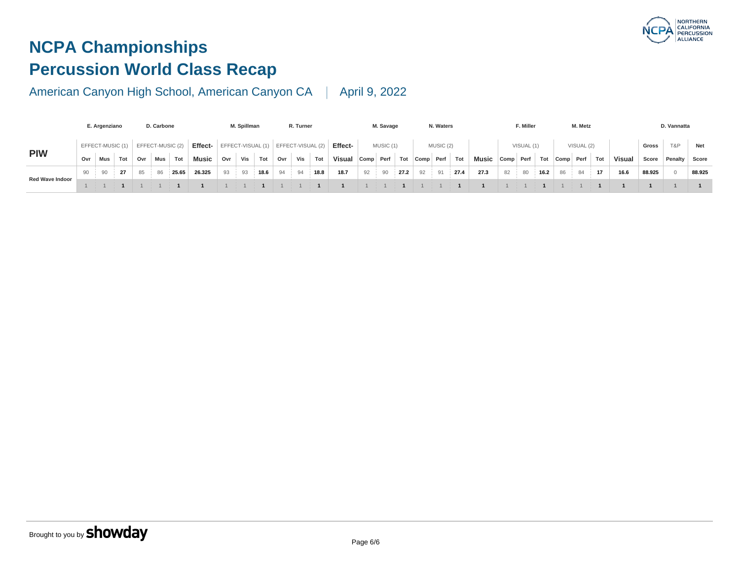# NCPA Championships
# Percussion World Class Recap

American Canyon High School, American Canyon CA | April 9, 2022

| PIW | E. Argenziano | | | D. Carbone | | | | M. Spillman | | | R. Turner | | | | M. Savage | | | N. Waters | | | | F. Miller | | | M. Metz | | | | D. Vannatta | | |
|---|---|---|---|---|---|---|---|---|---|---|---|---|---|---|---|---|---|---|---|---|---|---|---|---|---|---|---|---|---|---|---|
| | EFFECT-MUSIC (1) | | | EFFECT-MUSIC (2) | | | Effect- | EFFECT-VISUAL (1) | | | EFFECT-VISUAL (2) | | | Effect- | MUSIC (1) | | | MUSIC (2) | | | | VISUAL (1) | | | VISUAL (2) | | | | Gross | T&P | Net |
| | Ovr | Mus | Tot | Ovr | Mus | Tot | Music | Ovr | Vis | Tot | Ovr | Vis | Tot | Visual | Comp | Perf | Tot | Comp | Perf | Tot | Music | Comp | Perf | Tot | Comp | Perf | Tot | Visual | Score | Penalty | Score |
| Red Wave Indoor | 90 | 90 | **27** | 85 | 86 | **25.65** | **26.325** | 93 | 93 | **18.6** | 94 | 94 | **18.8** | **18.7** | 92 | 90 | **27.2** | 92 | 91 | **27.4** | **27.3** | 82 | 80 | **16.2** | 86 | 84 | **17** | **16.6** | **88.925** | 0 | **88.925** |
| | 1 | 1 | **1** | 1 | 1 | **1** | **1** | 1 | 1 | **1** | 1 | 1 | **1** | **1** | 1 | 1 | **1** | 1 | 1 | **1** | **1** | 1 | 1 | **1** | 1 | 1 | **1** | **1** | **1** | 1 | **1** |

Brought to you by **showday**